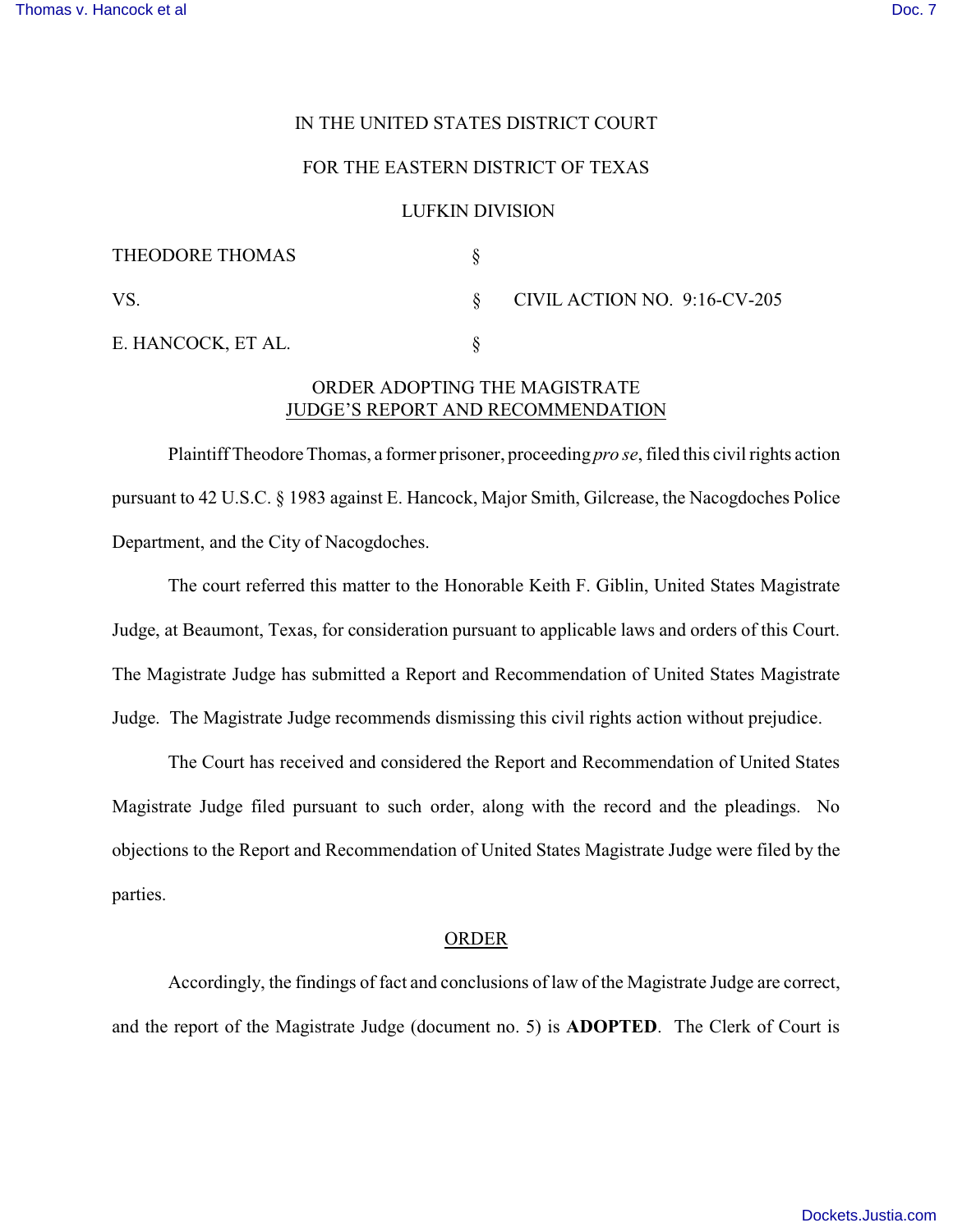IN THE UNITED STATES DISTRICT COURT

FOR THE EASTERN DISTRICT OF TEXAS

LUFKIN DIVISION

| | | |
|---|---|---|
| THEODORE THOMAS | § | |
| VS. | § | CIVIL ACTION NO. 9:16-CV-205 |
| E. HANCOCK, ET AL. | § | |

ORDER ADOPTING THE MAGISTRATE JUDGE'S REPORT AND RECOMMENDATION

Plaintiff Theodore Thomas, a former prisoner, proceeding *pro se*, filed this civil rights action pursuant to 42 U.S.C. § 1983 against E. Hancock, Major Smith, Gilcrease, the Nacogdoches Police Department, and the City of Nacogdoches.

The court referred this matter to the Honorable Keith F. Giblin, United States Magistrate Judge, at Beaumont, Texas, for consideration pursuant to applicable laws and orders of this Court. The Magistrate Judge has submitted a Report and Recommendation of United States Magistrate Judge. The Magistrate Judge recommends dismissing this civil rights action without prejudice.

The Court has received and considered the Report and Recommendation of United States Magistrate Judge filed pursuant to such order, along with the record and the pleadings. No objections to the Report and Recommendation of United States Magistrate Judge were filed by the parties.

ORDER

Accordingly, the findings of fact and conclusions of law of the Magistrate Judge are correct, and the report of the Magistrate Judge (document no. 5) is **ADOPTED**. The Clerk of Court is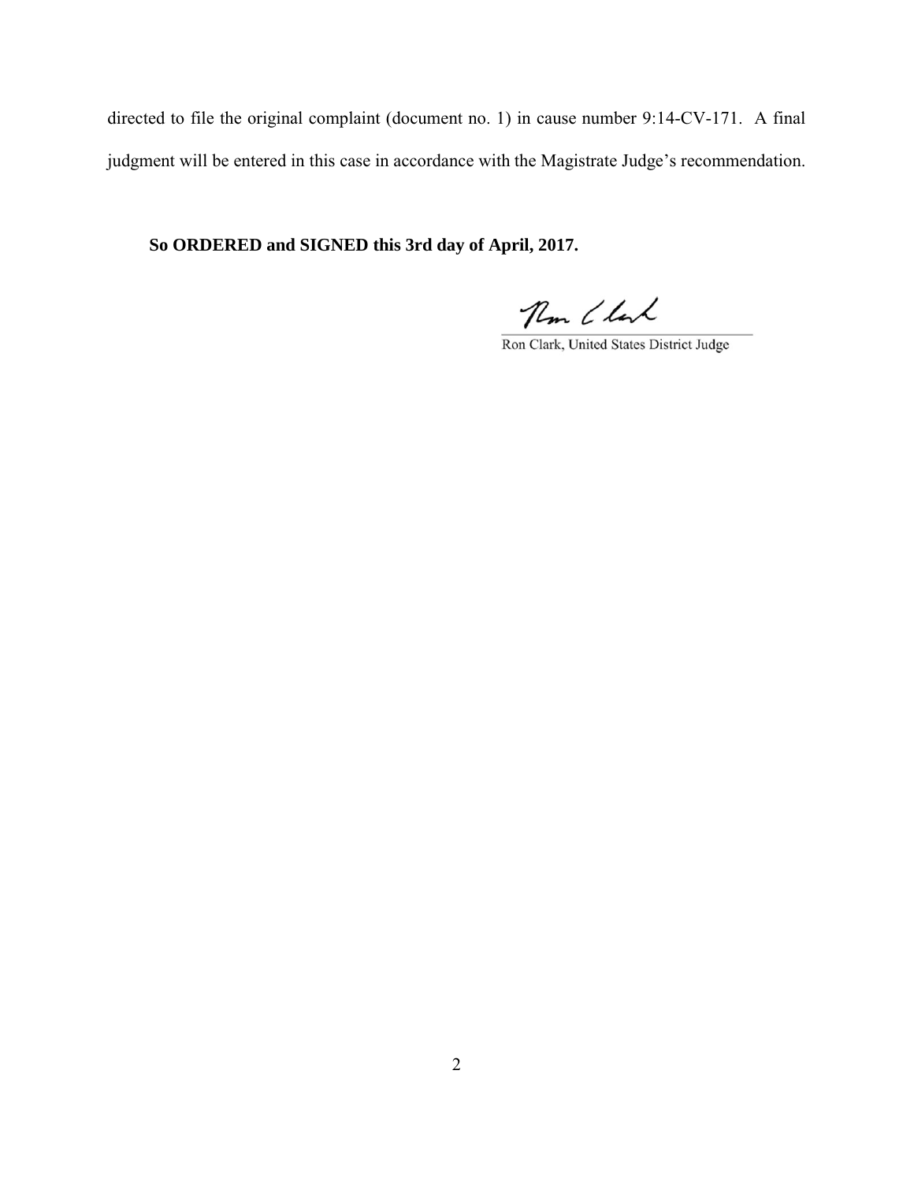directed to file the original complaint (document no. 1) in cause number 9:14-CV-171. A final judgment will be entered in this case in accordance with the Magistrate Judge's recommendation.

**So ORDERED and SIGNED this 3rd day of April, 2017.**

Ron Clark, United States District Judge